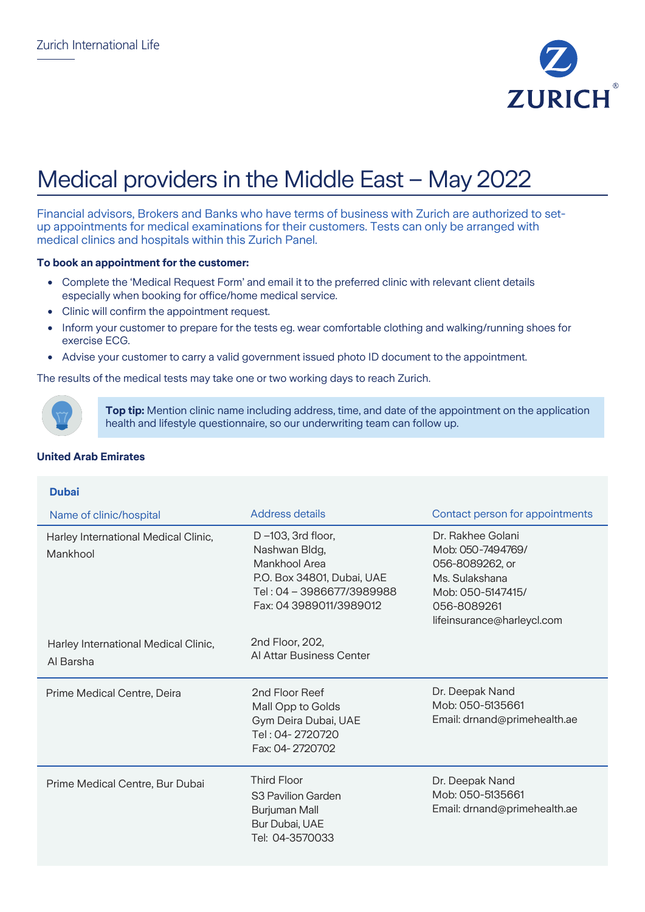Zurich International Life

# Medical providers in the Middle East – May 2022

Financial advisors, Brokers and Banks who have terms of business with Zurich are authorized to set-up appointments for medical examinations for their customers. Tests can only be arranged with medical clinics and hospitals within this Zurich Panel.

**To book an appointment for the customer:**

- Complete the 'Medical Request Form' and email it to the preferred clinic with relevant client details especially when booking for office/home medical service.
- Clinic will confirm the appointment request.
- Inform your customer to prepare for the tests eg. wear comfortable clothing and walking/running shoes for exercise ECG.
- Advise your customer to carry a valid government issued photo ID document to the appointment.

The results of the medical tests may take one or two working days to reach Zurich.

**Top tip:** Mention clinic name including address, time, and date of the appointment on the application health and lifestyle questionnaire, so our underwriting team can follow up.

### United Arab Emirates

#### Dubai

| Name of clinic/hospital | Address details | Contact person for appointments |
|---|---|---|
| Harley International Medical Clinic, Mankhool | D –103, 3rd floor, Nashwan Bldg, Mankhool Area P.O. Box 34801, Dubai, UAE Tel : 04 – 3986677/3989988 Fax: 04 3989011/3989012 | Dr. Rakhee Golani Mob: 050-7494769/ 056-8089262, or Ms. Sulakshana Mob: 050-5147415/ 056-8089261 lifeinsurance@harleycl.com |
| Harley International Medical Clinic, Al Barsha | 2nd Floor, 202, Al Attar Business Center | |
| Prime Medical Centre, Deira | 2nd Floor Reef Mall Opp to Golds Gym Deira Dubai, UAE Tel : 04- 2720720 Fax: 04- 2720702 | Dr. Deepak Nand Mob: 050-5135661 Email: drnand@primehealth.ae |
| Prime Medical Centre, Bur Dubai | Third Floor S3 Pavilion Garden Burjuman Mall Bur Dubai, UAE Tel: 04-3570033 | Dr. Deepak Nand Mob: 050-5135661 Email: drnand@primehealth.ae |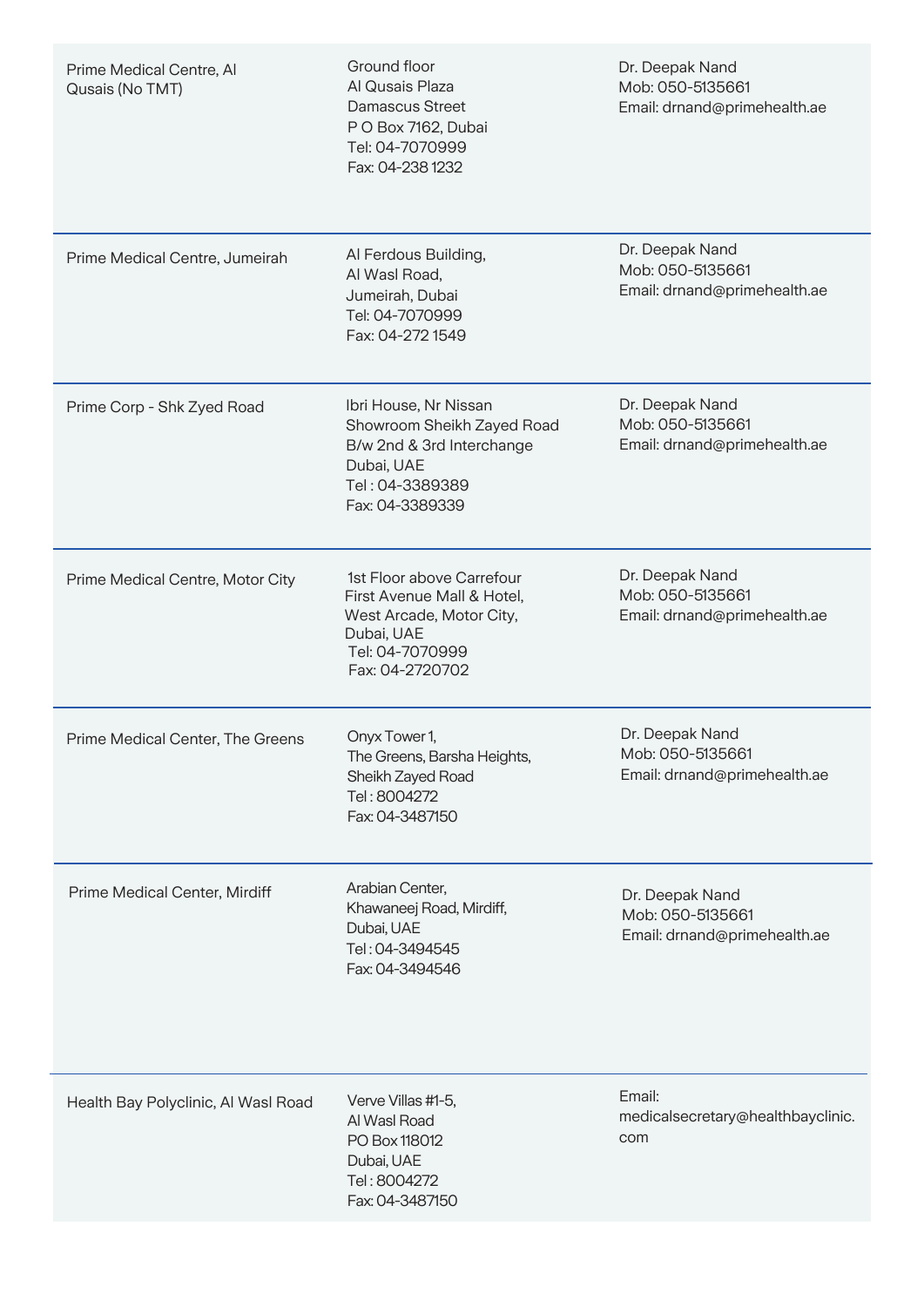| | | |
|---|---|---|
| Prime Medical Centre, Al Qusais (No TMT) | Ground floor<br>Al Qusais Plaza<br>Damascus Street<br>P O Box 7162, Dubai<br>Tel: 04-7070999<br>Fax: 04-238 1232 | Dr. Deepak Nand<br>Mob: 050-5135661<br>Email: drnand@primehealth.ae |
| Prime Medical Centre, Jumeirah | Al Ferdous Building,<br>Al Wasl Road,<br>Jumeirah, Dubai<br>Tel: 04-7070999<br>Fax: 04-272 1549 | Dr. Deepak Nand<br>Mob: 050-5135661<br>Email: drnand@primehealth.ae |
| Prime Corp - Shk Zyed Road | Ibri House, Nr Nissan<br>Showroom Sheikh Zayed Road<br>B/w 2nd & 3rd Interchange<br>Dubai, UAE<br>Tel : 04-3389389<br>Fax: 04-3389339 | Dr. Deepak Nand<br>Mob: 050-5135661<br>Email: drnand@primehealth.ae |
| Prime Medical Centre, Motor City | 1st Floor above Carrefour<br>First Avenue Mall & Hotel,<br>West Arcade, Motor City,<br>Dubai, UAE<br>Tel: 04-7070999<br>Fax: 04-2720702 | Dr. Deepak Nand<br>Mob: 050-5135661<br>Email: drnand@primehealth.ae |
| Prime Medical Center, The Greens | Onyx Tower 1,<br>The Greens, Barsha Heights,<br>Sheikh Zayed Road<br>Tel : 8004272<br>Fax: 04-3487150 | Dr. Deepak Nand<br>Mob: 050-5135661<br>Email: drnand@primehealth.ae |
| Prime Medical Center, Mirdiff | Arabian Center,<br>Khawaneej Road, Mirdiff,<br>Dubai, UAE<br>Tel : 04-3494545<br>Fax: 04-3494546 | Dr. Deepak Nand<br>Mob: 050-5135661<br>Email: drnand@primehealth.ae |
| Health Bay Polyclinic, Al Wasl Road | Verve Villas #1-5,<br>Al Wasl Road<br>PO Box 118012<br>Dubai, UAE<br>Tel : 8004272<br>Fax: 04-3487150 | Email:<br>medicalsecretary@healthbayclinic.com |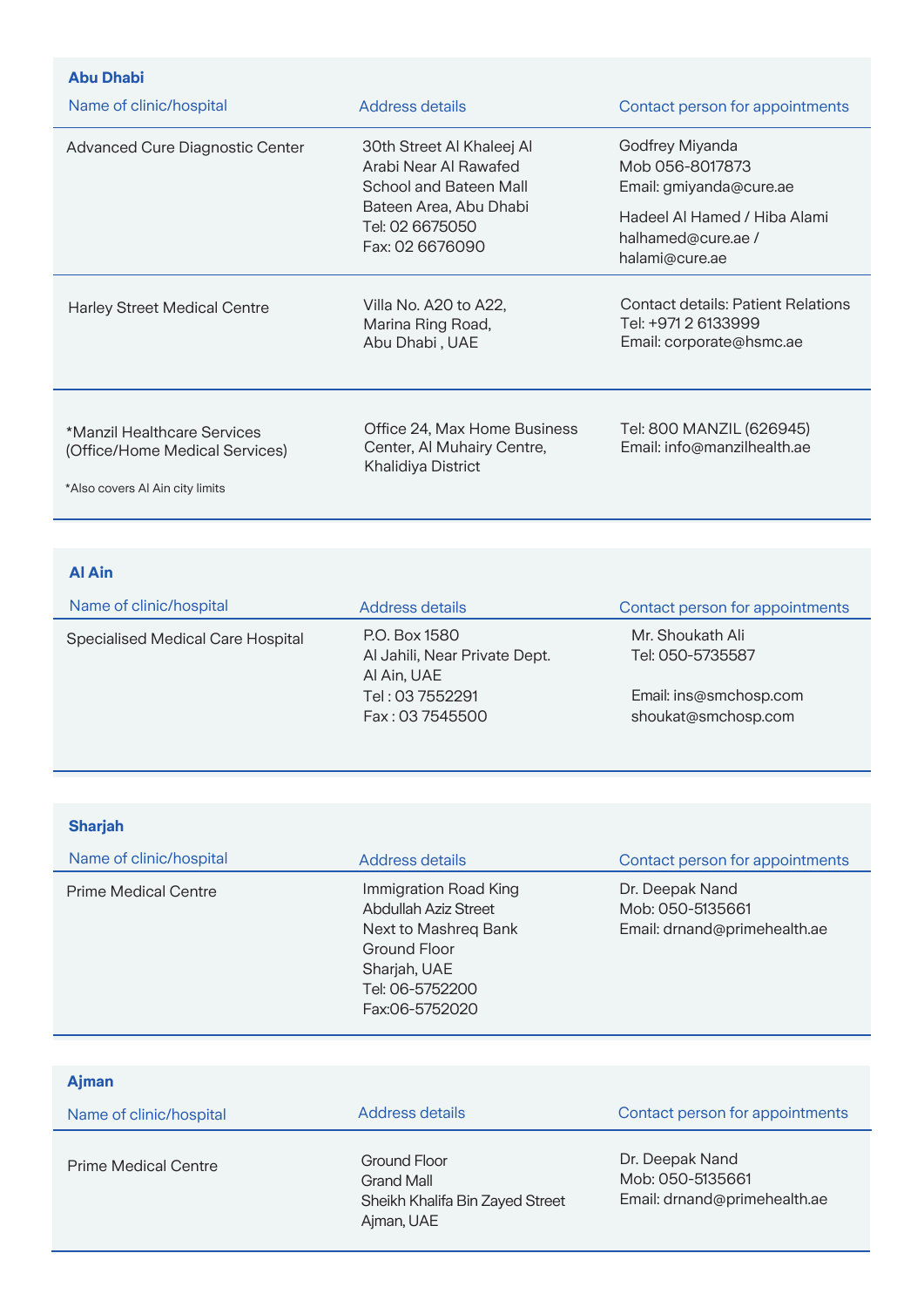### Abu Dhabi

| Name of clinic/hospital | Address details | Contact person for appointments |
| --- | --- | --- |
| Advanced Cure Diagnostic Center | 30th Street Al Khaleej Al Arabi Near Al Rawafed School and Bateen Mall Bateen Area, Abu Dhabi<br>Tel: 02 6675050<br>Fax: 02 6676090 | Godfrey Miyanda<br>Mob 056-8017873<br>Email: gmiyanda@cure.ae<br>Hadeel Al Hamed / Hiba Alami<br>halhamed@cure.ae / halami@cure.ae |
| Harley Street Medical Centre | Villa No. A20 to A22, Marina Ring Road, Abu Dhabi , UAE | Contact details: Patient Relations<br>Tel: +971 2 6133999<br>Email: corporate@hsmc.ae |
| *Manzil Healthcare Services (Office/Home Medical Services)<br>*Also covers Al Ain city limits | Office 24, Max Home Business Center, Al Muhairy Centre, Khalidiya District | Tel: 800 MANZIL (626945)<br>Email: info@manzilhealth.ae |

### Al Ain

| Name of clinic/hospital | Address details | Contact person for appointments |
| --- | --- | --- |
| Specialised Medical Care Hospital | P.O. Box 1580<br>Al Jahili, Near Private Dept.<br>Al Ain, UAE<br>Tel : 03 7552291<br>Fax : 03 7545500 | Mr. Shoukath Ali<br>Tel: 050-5735587<br>Email: ins@smchosp.com<br>shoukat@smchosp.com |

### Sharjah

| Name of clinic/hospital | Address details | Contact person for appointments |
| --- | --- | --- |
| Prime Medical Centre | Immigration Road King Abdullah Aziz Street Next to Mashreq Bank Ground Floor Sharjah, UAE<br>Tel: 06-5752200<br>Fax:06-5752020 | Dr. Deepak Nand<br>Mob: 050-5135661<br>Email: drnand@primehealth.ae |

### Ajman

| Name of clinic/hospital | Address details | Contact person for appointments |
| --- | --- | --- |
| Prime Medical Centre | Ground Floor<br>Grand Mall<br>Sheikh Khalifa Bin Zayed Street<br>Ajman, UAE | Dr. Deepak Nand<br>Mob: 050-5135661<br>Email: drnand@primehealth.ae |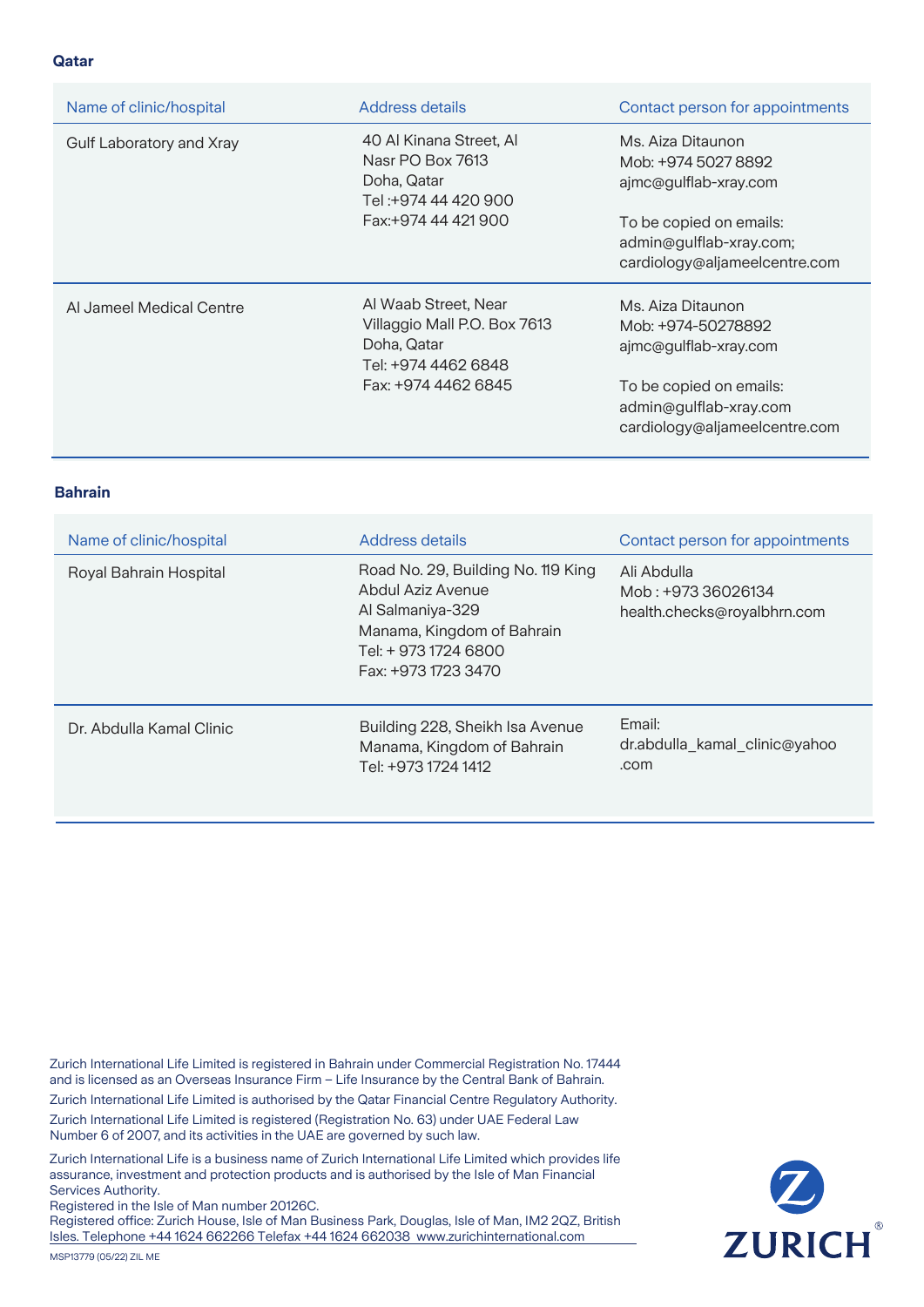**Qatar**

| Name of clinic/hospital | Address details | Contact person for appointments |
| --- | --- | --- |
| Gulf Laboratory and Xray | 40 Al Kinana Street, Al Nasr PO Box 7613<br>Doha, Qatar<br>Tel :+974 44 420 900<br>Fax:+974 44 421 900 | Ms. Aiza Ditaunon<br>Mob: +974 5027 8892<br>ajmc@gulflab-xray.com<br><br>To be copied on emails:<br>admin@gulflab-xray.com;<br>cardiology@aljameelcentre.com |
| Al Jameel Medical Centre | Al Waab Street, Near Villaggio Mall P.O. Box 7613<br>Doha, Qatar<br>Tel: +974 4462 6848<br>Fax: +974 4462 6845 | Ms. Aiza Ditaunon<br>Mob: +974-50278892<br>ajmc@gulflab-xray.com<br><br>To be copied on emails:<br>admin@gulflab-xray.com<br>cardiology@aljameelcentre.com |

**Bahrain**

| Name of clinic/hospital | Address details | Contact person for appointments |
| --- | --- | --- |
| Royal Bahrain Hospital | Road No. 29, Building No. 119 King Abdul Aziz Avenue<br>Al Salmaniya-329<br>Manama, Kingdom of Bahrain<br>Tel: + 973 1724 6800<br>Fax: +973 1723 3470 | Ali Abdulla<br>Mob : +973 36026134<br>health.checks@royalbhrn.com |
| Dr. Abdulla Kamal Clinic | Building 228, Sheikh Isa Avenue<br>Manama, Kingdom of Bahrain<br>Tel: +973 1724 1412 | Email:<br>dr.abdulla_kamal_clinic@yahoo.com |

Zurich International Life Limited is registered in Bahrain under Commercial Registration No. 17444 and is licensed as an Overseas Insurance Firm – Life Insurance by the Central Bank of Bahrain.

Zurich International Life Limited is authorised by the Qatar Financial Centre Regulatory Authority.

Zurich International Life Limited is registered (Registration No. 63) under UAE Federal Law Number 6 of 2007, and its activities in the UAE are governed by such law.

Zurich International Life is a business name of Zurich International Life Limited which provides life assurance, investment and protection products and is authorised by the Isle of Man Financial Services Authority.
Registered in the Isle of Man number 20126C.
Registered office: Zurich House, Isle of Man Business Park, Douglas, Isle of Man, IM2 2QZ, British Isles. Telephone +44 1624 662266 Telefax +44 1624 662038 www.zurichinternational.com

MSP13779 (05/22) ZIL ME

ZURICH®